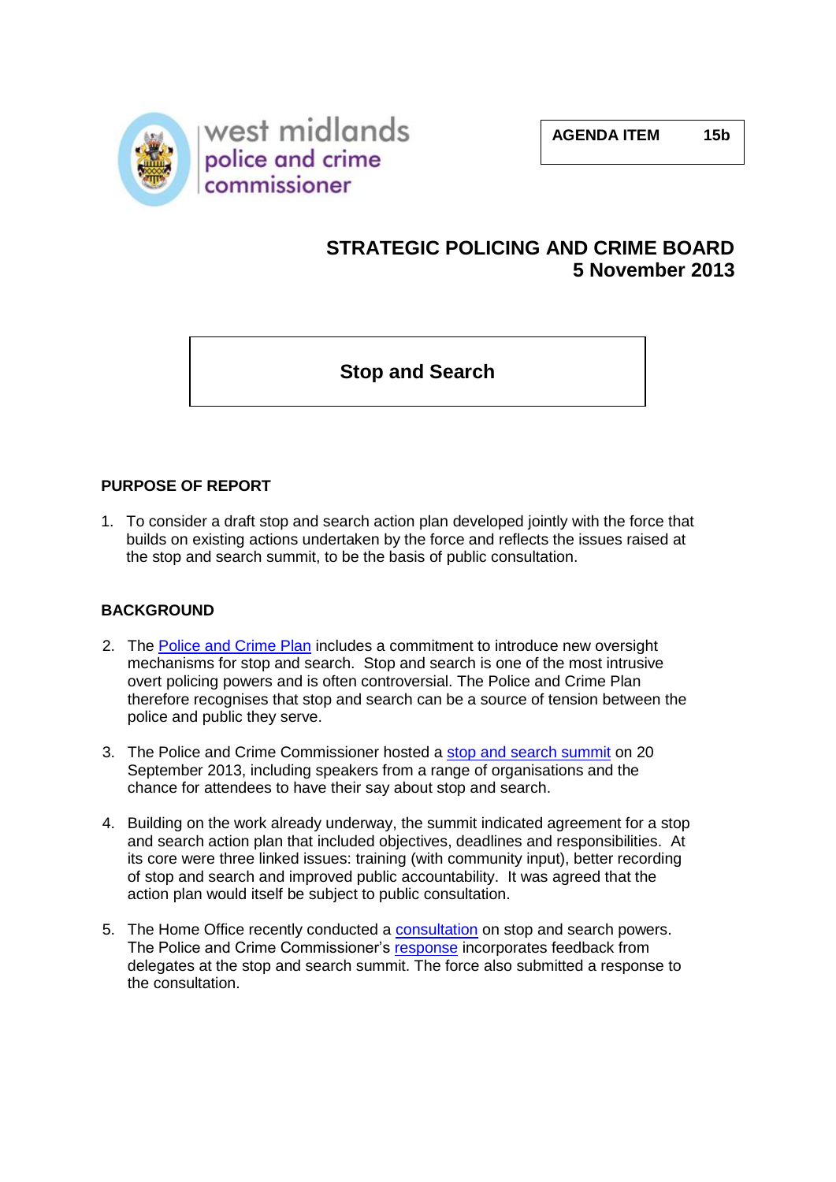west midlands police and crime commissioner

**AGENDA ITEM 15b**

# STRATEGIC POLICING AND CRIME BOARD
## 5 November 2013

## Stop and Search

### PURPOSE OF REPORT

1. To consider a draft stop and search action plan developed jointly with the force that builds on existing actions undertaken by the force and reflects the issues raised at the stop and search summit, to be the basis of public consultation.

### BACKGROUND

2. The Police and Crime Plan includes a commitment to introduce new oversight mechanisms for stop and search. Stop and search is one of the most intrusive overt policing powers and is often controversial. The Police and Crime Plan therefore recognises that stop and search can be a source of tension between the police and public they serve.

3. The Police and Crime Commissioner hosted a stop and search summit on 20 September 2013, including speakers from a range of organisations and the chance for attendees to have their say about stop and search.

4. Building on the work already underway, the summit indicated agreement for a stop and search action plan that included objectives, deadlines and responsibilities. At its core were three linked issues: training (with community input), better recording of stop and search and improved public accountability. It was agreed that the action plan would itself be subject to public consultation.

5. The Home Office recently conducted a consultation on stop and search powers. The Police and Crime Commissioner's response incorporates feedback from delegates at the stop and search summit. The force also submitted a response to the consultation.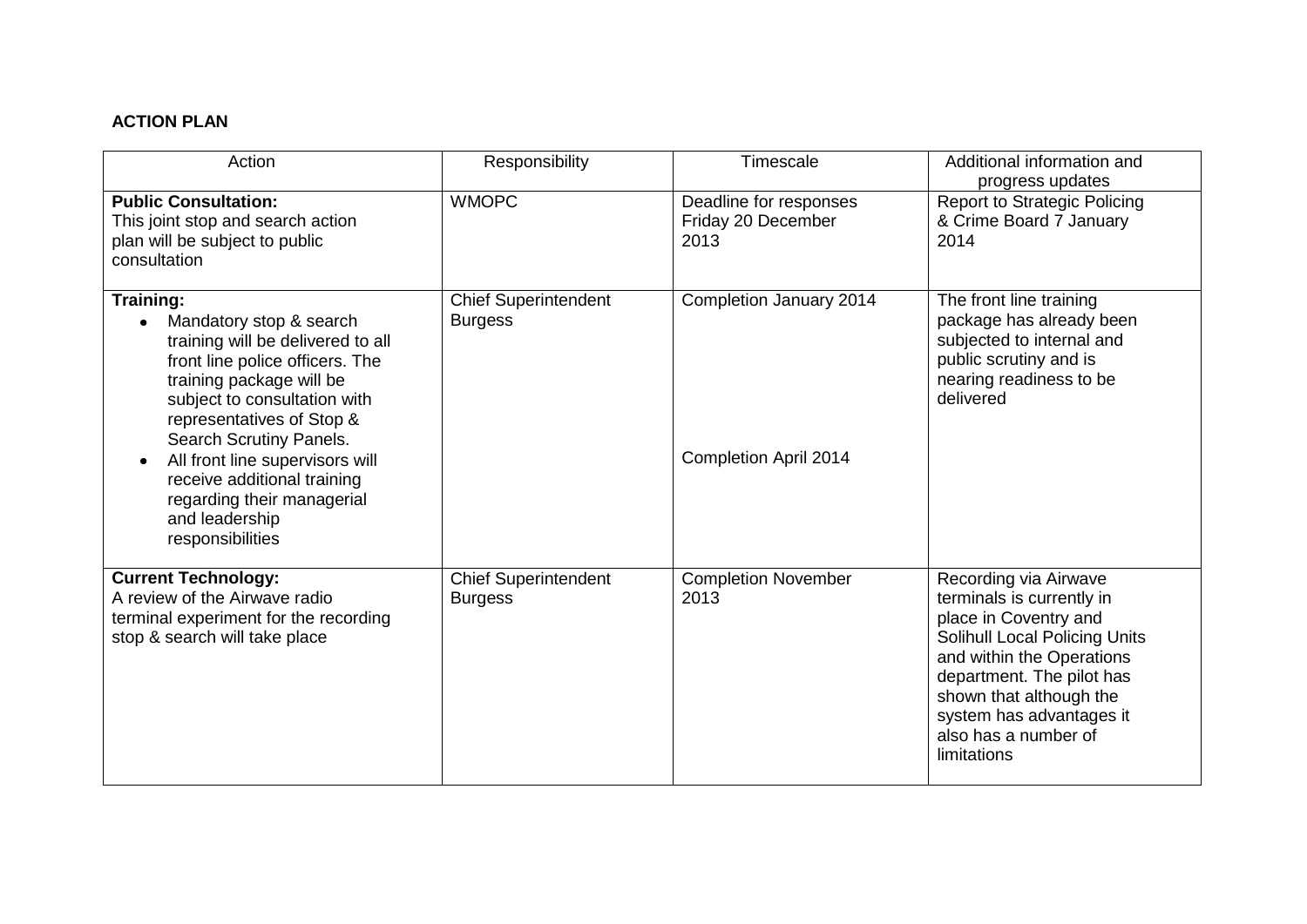**ACTION PLAN**

| Action | Responsibility | Timescale | Additional information and progress updates |
|---|---|---|---|
| **Public Consultation:**<br>This joint stop and search action plan will be subject to public consultation | WMOPC | Deadline for responses Friday 20 December 2013 | Report to Strategic Policing & Crime Board 7 January 2014 |
| **Training:**<br>• Mandatory stop & search training will be delivered to all front line police officers. The training package will be subject to consultation with representatives of Stop & Search Scrutiny Panels.<br>• All front line supervisors will receive additional training regarding their managerial and leadership responsibilities | Chief Superintendent Burgess | Completion January 2014<br><br>Completion April 2014 | The front line training package has already been subjected to internal and public scrutiny and is nearing readiness to be delivered |
| **Current Technology:**<br>A review of the Airwave radio terminal experiment for the recording stop & search will take place | Chief Superintendent Burgess | Completion November 2013 | Recording via Airwave terminals is currently in place in Coventry and Solihull Local Policing Units and within the Operations department. The pilot has shown that although the system has advantages it also has a number of limitations |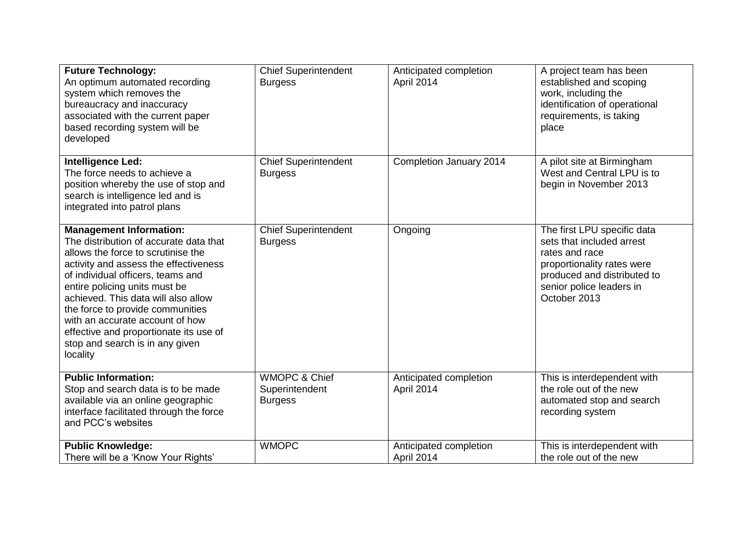| | | | |
|---|---|---|---|
| **Future Technology:** An optimum automated recording system which removes the bureaucracy and inaccuracy associated with the current paper based recording system will be developed | Chief Superintendent Burgess | Anticipated completion April 2014 | A project team has been established and scoping work, including the identification of operational requirements, is taking place |
| **Intelligence Led:** The force needs to achieve a position whereby the use of stop and search is intelligence led and is integrated into patrol plans | Chief Superintendent Burgess | Completion January 2014 | A pilot site at Birmingham West and Central LPU is to begin in November 2013 |
| **Management Information:** The distribution of accurate data that allows the force to scrutinise the activity and assess the effectiveness of individual officers, teams and entire policing units must be achieved. This data will also allow the force to provide communities with an accurate account of how effective and proportionate its use of stop and search is in any given locality | Chief Superintendent Burgess | Ongoing | The first LPU specific data sets that included arrest rates and race proportionality rates were produced and distributed to senior police leaders in October 2013 |
| **Public Information:** Stop and search data is to be made available via an online geographic interface facilitated through the force and PCC's websites | WMOPC & Chief Superintendent Burgess | Anticipated completion April 2014 | This is interdependent with the role out of the new automated stop and search recording system |
| **Public Knowledge:** There will be a 'Know Your Rights' | WMOPC | Anticipated completion April 2014 | This is interdependent with the role out of the new |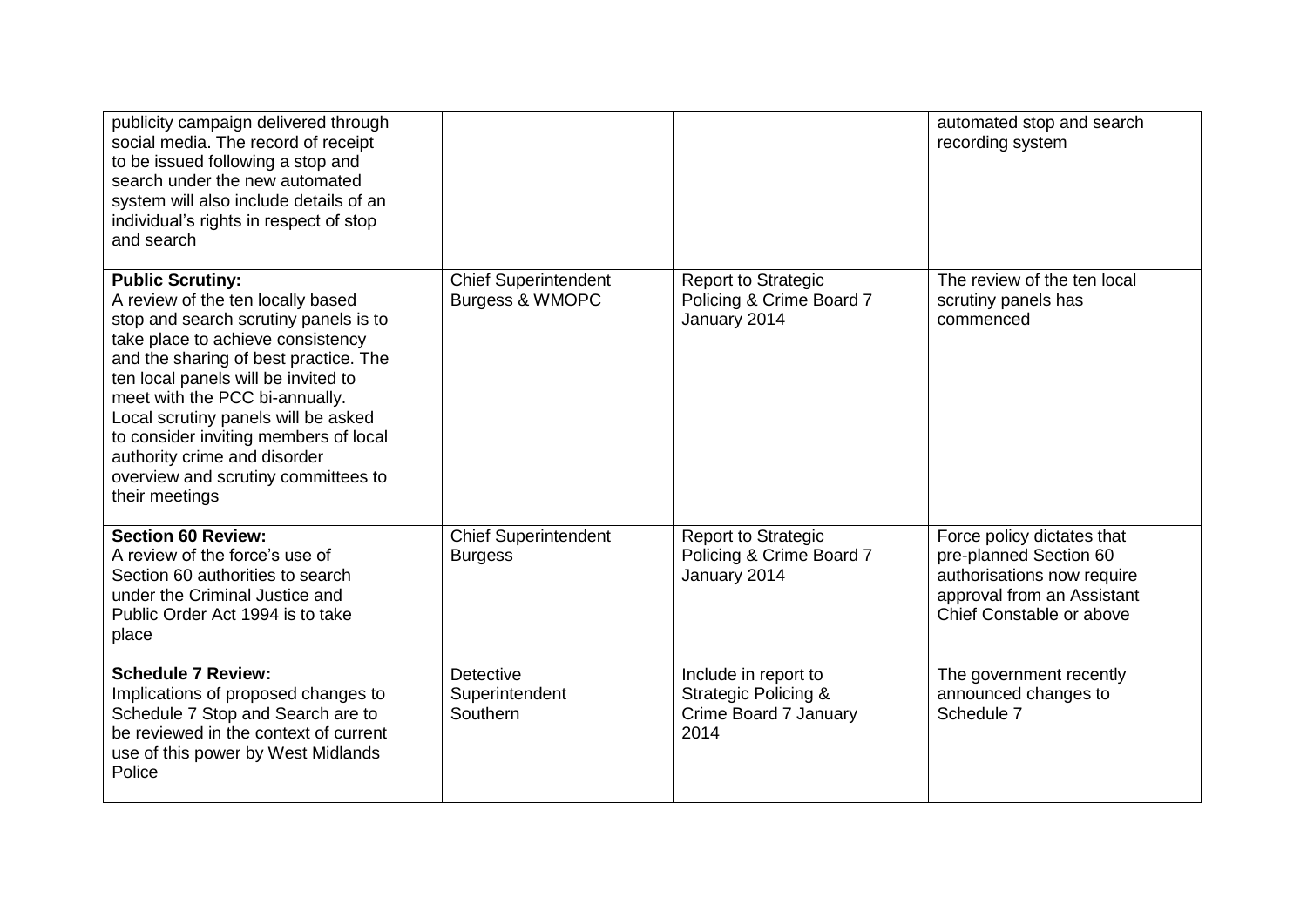| | | | |
|---|---|---|---|
| publicity campaign delivered through social media. The record of receipt to be issued following a stop and search under the new automated system will also include details of an individual's rights in respect of stop and search | | | automated stop and search recording system |
| **Public Scrutiny:**<br>A review of the ten locally based stop and search scrutiny panels is to take place to achieve consistency and the sharing of best practice. The ten local panels will be invited to meet with the PCC bi-annually. Local scrutiny panels will be asked to consider inviting members of local authority crime and disorder overview and scrutiny committees to their meetings | Chief Superintendent Burgess & WMOPC | Report to Strategic Policing & Crime Board 7 January 2014 | The review of the ten local scrutiny panels has commenced |
| **Section 60 Review:**<br>A review of the force's use of Section 60 authorities to search under the Criminal Justice and Public Order Act 1994 is to take place | Chief Superintendent Burgess | Report to Strategic Policing & Crime Board 7 January 2014 | Force policy dictates that pre-planned Section 60 authorisations now require approval from an Assistant Chief Constable or above |
| **Schedule 7 Review:**<br>Implications of proposed changes to Schedule 7 Stop and Search are to be reviewed in the context of current use of this power by West Midlands Police | Detective Superintendent Southern | Include in report to Strategic Policing & Crime Board 7 January 2014 | The government recently announced changes to Schedule 7 |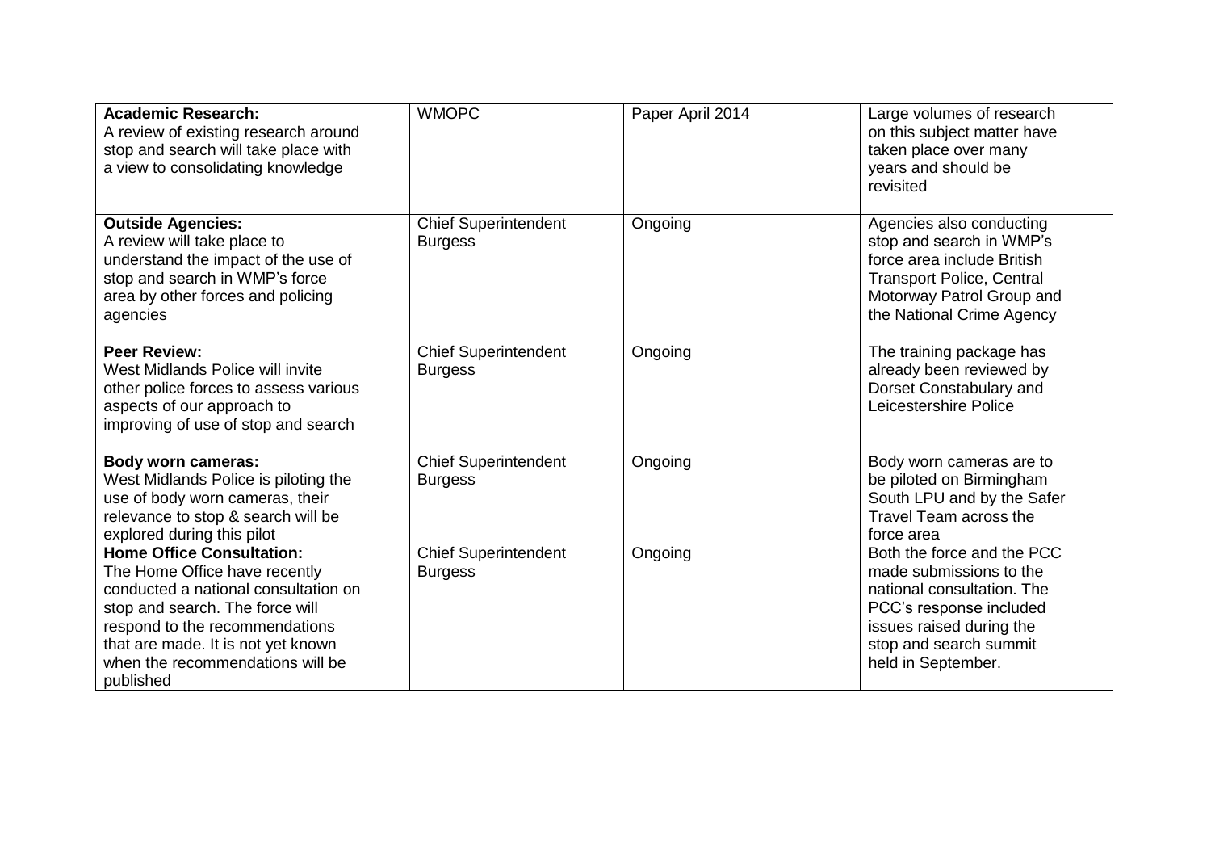| **Academic Research:** A review of existing research around stop and search will take place with a view to consolidating knowledge | WMOPC | Paper April 2014 | Large volumes of research on this subject matter have taken place over many years and should be revisited |
|---|---|---|---|
| **Outside Agencies:** A review will take place to understand the impact of the use of stop and search in WMP's force area by other forces and policing agencies | Chief Superintendent Burgess | Ongoing | Agencies also conducting stop and search in WMP's force area include British Transport Police, Central Motorway Patrol Group and the National Crime Agency |
| **Peer Review:** West Midlands Police will invite other police forces to assess various aspects of our approach to improving of use of stop and search | Chief Superintendent Burgess | Ongoing | The training package has already been reviewed by Dorset Constabulary and Leicestershire Police |
| **Body worn cameras:** West Midlands Police is piloting the use of body worn cameras, their relevance to stop & search will be explored during this pilot | Chief Superintendent Burgess | Ongoing | Body worn cameras are to be piloted on Birmingham South LPU and by the Safer Travel Team across the force area |
| **Home Office Consultation:** The Home Office have recently conducted a national consultation on stop and search. The force will respond to the recommendations that are made. It is not yet known when the recommendations will be published | Chief Superintendent Burgess | Ongoing | Both the force and the PCC made submissions to the national consultation. The PCC's response included issues raised during the stop and search summit held in September. |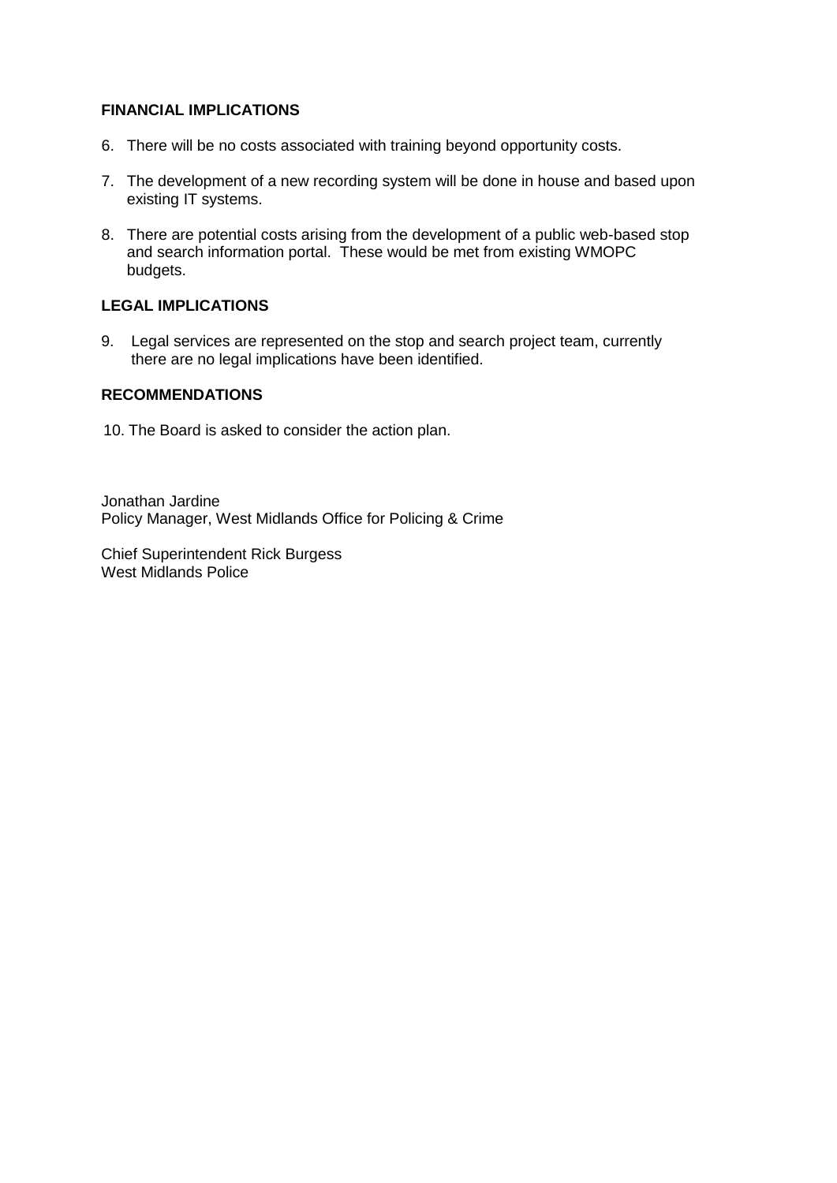## FINANCIAL IMPLICATIONS

6. There will be no costs associated with training beyond opportunity costs.

7. The development of a new recording system will be done in house and based upon existing IT systems.

8. There are potential costs arising from the development of a public web-based stop and search information portal. These would be met from existing WMOPC budgets.

## LEGAL IMPLICATIONS

9. Legal services are represented on the stop and search project team, currently there are no legal implications have been identified.

## RECOMMENDATIONS

10. The Board is asked to consider the action plan.

Jonathan Jardine
Policy Manager, West Midlands Office for Policing & Crime

Chief Superintendent Rick Burgess
West Midlands Police